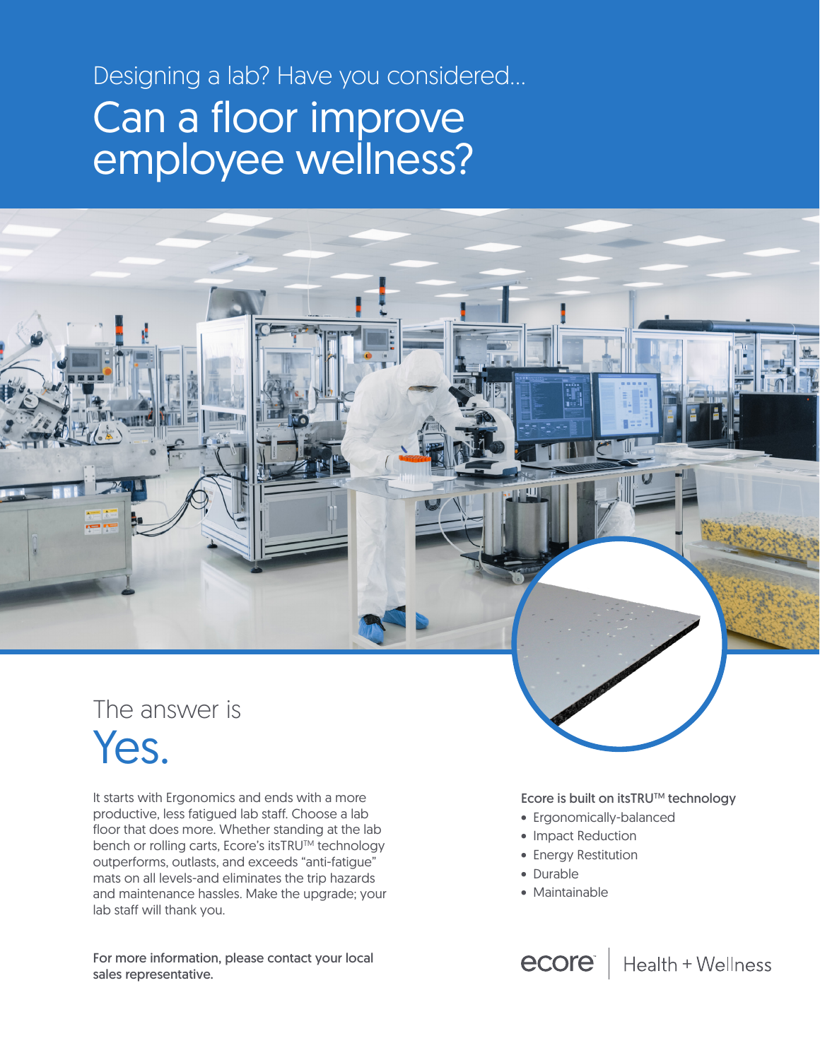Designing a lab? Have you considered...

# Can a floor improve employee wellness?

## The answer is Yes.

It starts with Ergonomics and ends with a more productive, less fatigued lab staff. Choose a lab floor that does more. Whether standing at the lab bench or rolling carts, Ecore's itsTRU™ technology outperforms, outlasts, and exceeds "anti-fatigue" mats on all levels-and eliminates the trip hazards and maintenance hassles. Make the upgrade; your lab staff will thank you.

Ecore is built on itsTRU™ technology

- Ergonomically-balanced
- Impact Reduction
- Energy Restitution
- Durable
- Maintainable

For more information, please contact your local sales representative.

ecore | Health + Wellness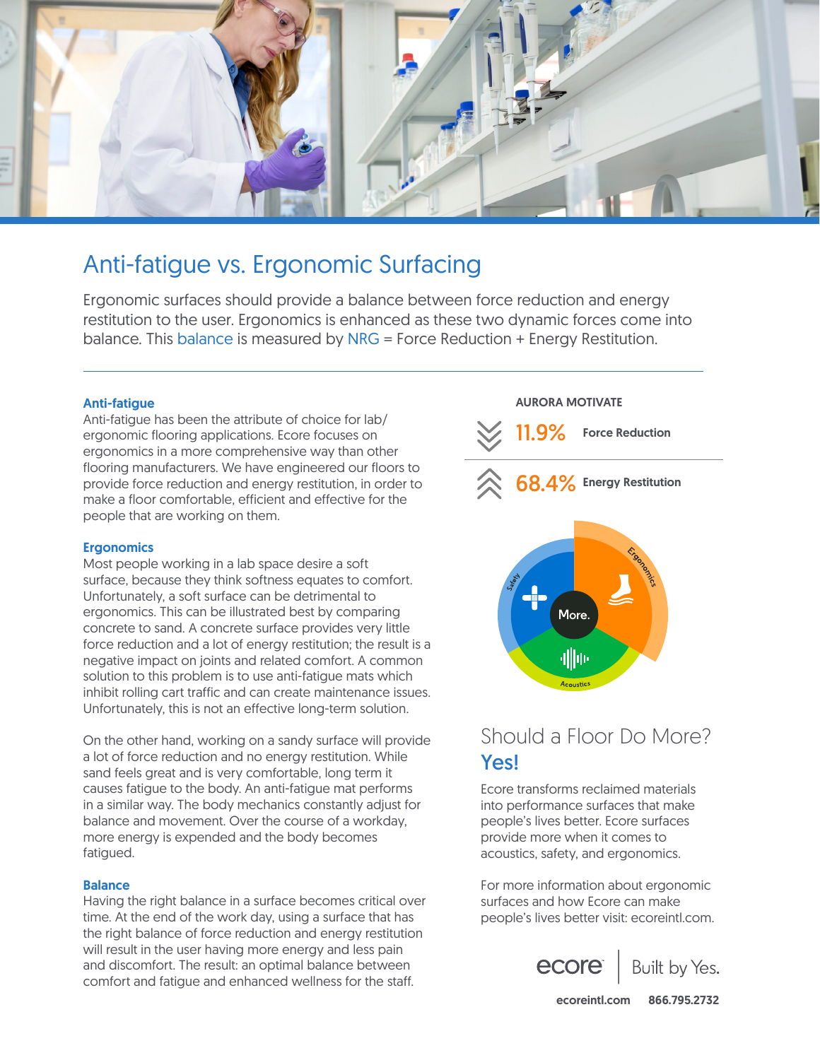# Anti-fatigue vs. Ergonomic Surfacing

Ergonomic surfaces should provide a balance between force reduction and energy restitution to the user. Ergonomics is enhanced as these two dynamic forces come into balance. This balance is measured by NRG = Force Reduction + Energy Restitution.

---

### Anti-fatigue

Anti-fatigue has been the attribute of choice for lab/ergonomic flooring applications. Ecore focuses on ergonomics in a more comprehensive way than other flooring manufacturers. We have engineered our floors to provide force reduction and energy restitution, in order to make a floor comfortable, efficient and effective for the people that are working on them.

### Ergonomics

Most people working in a lab space desire a soft surface, because they think softness equates to comfort. Unfortunately, a soft surface can be detrimental to ergonomics. This can be illustrated best by comparing concrete to sand. A concrete surface provides very little force reduction and a lot of energy restitution; the result is a negative impact on joints and related comfort. A common solution to this problem is to use anti-fatigue mats which inhibit rolling cart traffic and can create maintenance issues. Unfortunately, this is not an effective long-term solution.

On the other hand, working on a sandy surface will provide a lot of force reduction and no energy restitution. While sand feels great and is very comfortable, long term it causes fatigue to the body. An anti-fatigue mat performs in a similar way. The body mechanics constantly adjust for balance and movement. Over the course of a workday, more energy is expended and the body becomes fatigued.

### Balance

Having the right balance in a surface becomes critical over time. At the end of the work day, using a surface that has the right balance of force reduction and energy restitution will result in the user having more energy and less pain and discomfort. The result: an optimal balance between comfort and fatigue and enhanced wellness for the staff.

**AURORA MOTIVATE**

11.9% **Force Reduction**

68.4% **Energy Restitution**

Safety

Ergonomics

Acoustics

More.

## Should a Floor Do More?

## Yes!

Ecore transforms reclaimed materials into performance surfaces that make people's lives better. Ecore surfaces provide more when it comes to acoustics, safety, and ergonomics.

For more information about ergonomic surfaces and how Ecore can make people's lives better visit: ecoreintl.com.

ecore | Built by Yes.

**ecoreintl.com** **866.795.2732**